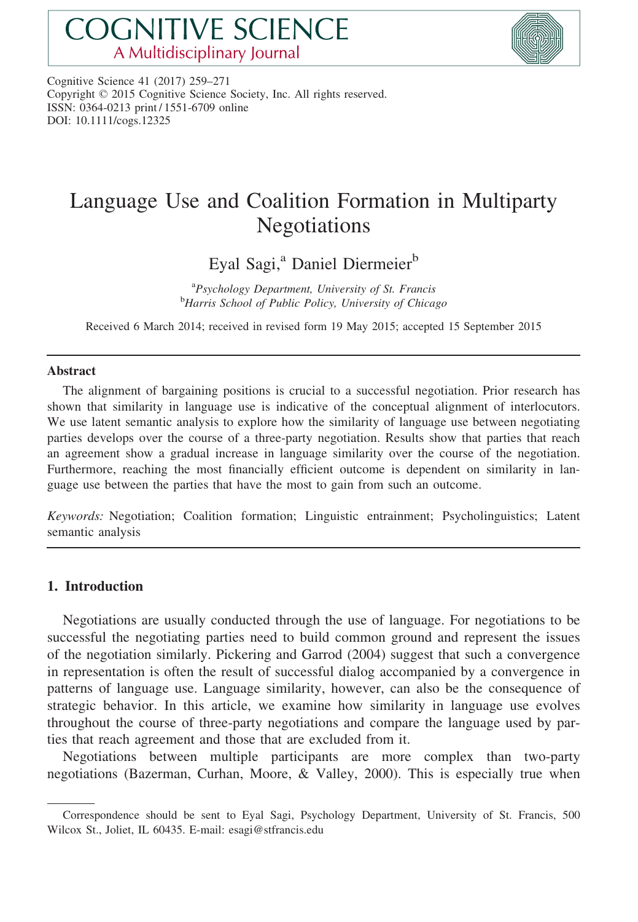# COGNITIVE SCIENCE
A Multidisciplinary Journal

Cognitive Science 41 (2017) 259–271
Copyright © 2015 Cognitive Science Society, Inc. All rights reserved.
ISSN: 0364-0213 print / 1551-6709 online
DOI: 10.1111/cogs.12325

# Language Use and Coalition Formation in Multiparty Negotiations

Eyal Sagi,[a] Daniel Diermeier[b]

[a]*Psychology Department, University of St. Francis*
[b]*Harris School of Public Policy, University of Chicago*

Received 6 March 2014; received in revised form 19 May 2015; accepted 15 September 2015

## Abstract

The alignment of bargaining positions is crucial to a successful negotiation. Prior research has shown that similarity in language use is indicative of the conceptual alignment of interlocutors. We use latent semantic analysis to explore how the similarity of language use between negotiating parties develops over the course of a three-party negotiation. Results show that parties that reach an agreement show a gradual increase in language similarity over the course of the negotiation. Furthermore, reaching the most financially efficient outcome is dependent on similarity in language use between the parties that have the most to gain from such an outcome.

*Keywords:* Negotiation; Coalition formation; Linguistic entrainment; Psycholinguistics; Latent semantic analysis

## 1. Introduction

Negotiations are usually conducted through the use of language. For negotiations to be successful the negotiating parties need to build common ground and represent the issues of the negotiation similarly. Pickering and Garrod (2004) suggest that such a convergence in representation is often the result of successful dialog accompanied by a convergence in patterns of language use. Language similarity, however, can also be the consequence of strategic behavior. In this article, we examine how similarity in language use evolves throughout the course of three-party negotiations and compare the language used by parties that reach agreement and those that are excluded from it.

Negotiations between multiple participants are more complex than two-party negotiations (Bazerman, Curhan, Moore, & Valley, 2000). This is especially true when

---

Correspondence should be sent to Eyal Sagi, Psychology Department, University of St. Francis, 500 Wilcox St., Joliet, IL 60435. E-mail: esagi@stfrancis.edu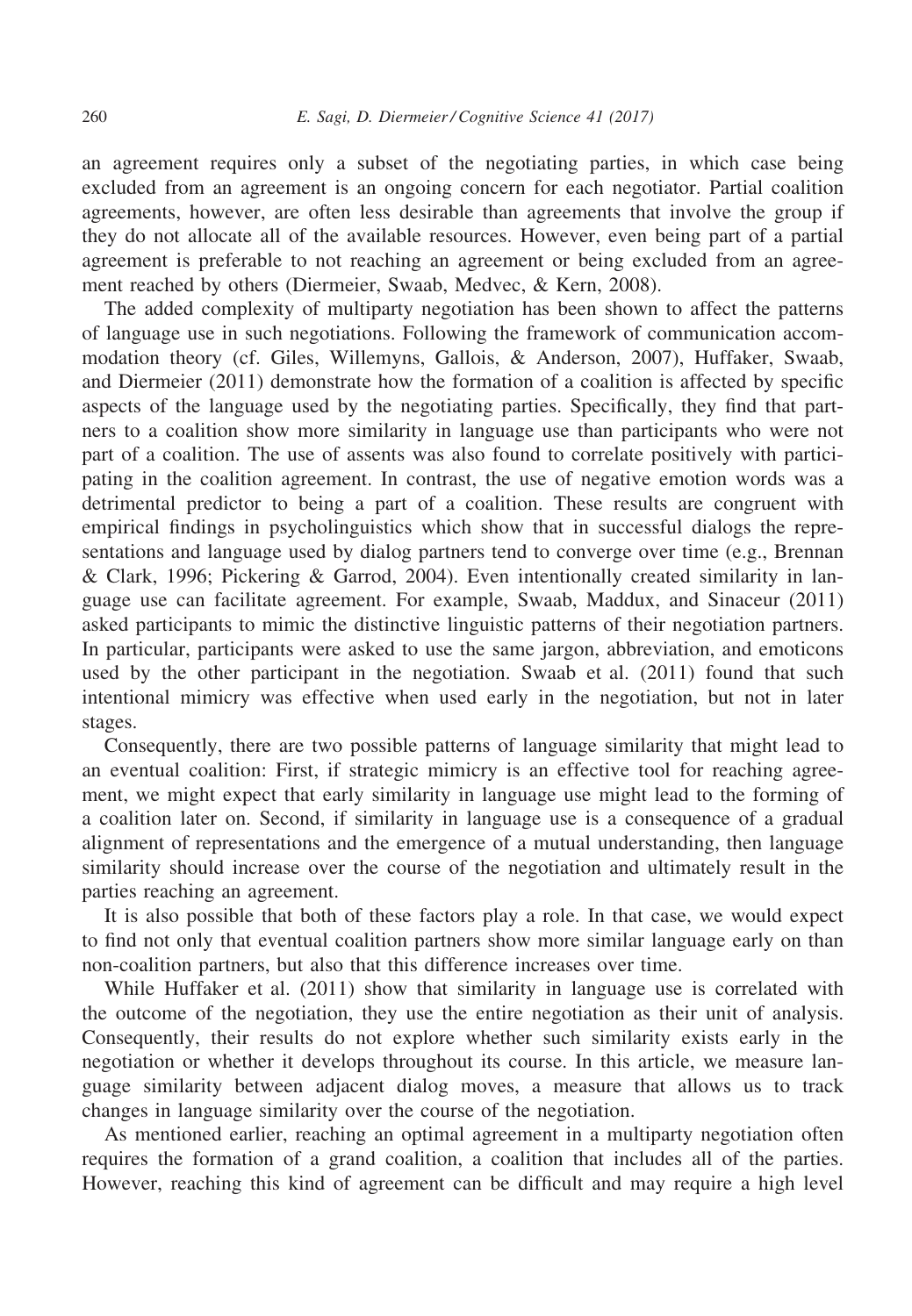an agreement requires only a subset of the negotiating parties, in which case being excluded from an agreement is an ongoing concern for each negotiator. Partial coalition agreements, however, are often less desirable than agreements that involve the group if they do not allocate all of the available resources. However, even being part of a partial agreement is preferable to not reaching an agreement or being excluded from an agreement reached by others (Diermeier, Swaab, Medvec, & Kern, 2008).

The added complexity of multiparty negotiation has been shown to affect the patterns of language use in such negotiations. Following the framework of communication accommodation theory (cf. Giles, Willemyns, Gallois, & Anderson, 2007), Huffaker, Swaab, and Diermeier (2011) demonstrate how the formation of a coalition is affected by specific aspects of the language used by the negotiating parties. Specifically, they find that partners to a coalition show more similarity in language use than participants who were not part of a coalition. The use of assents was also found to correlate positively with participating in the coalition agreement. In contrast, the use of negative emotion words was a detrimental predictor to being a part of a coalition. These results are congruent with empirical findings in psycholinguistics which show that in successful dialogs the representations and language used by dialog partners tend to converge over time (e.g., Brennan & Clark, 1996; Pickering & Garrod, 2004). Even intentionally created similarity in language use can facilitate agreement. For example, Swaab, Maddux, and Sinaceur (2011) asked participants to mimic the distinctive linguistic patterns of their negotiation partners. In particular, participants were asked to use the same jargon, abbreviation, and emoticons used by the other participant in the negotiation. Swaab et al. (2011) found that such intentional mimicry was effective when used early in the negotiation, but not in later stages.

Consequently, there are two possible patterns of language similarity that might lead to an eventual coalition: First, if strategic mimicry is an effective tool for reaching agreement, we might expect that early similarity in language use might lead to the forming of a coalition later on. Second, if similarity in language use is a consequence of a gradual alignment of representations and the emergence of a mutual understanding, then language similarity should increase over the course of the negotiation and ultimately result in the parties reaching an agreement.

It is also possible that both of these factors play a role. In that case, we would expect to find not only that eventual coalition partners show more similar language early on than non-coalition partners, but also that this difference increases over time.

While Huffaker et al. (2011) show that similarity in language use is correlated with the outcome of the negotiation, they use the entire negotiation as their unit of analysis. Consequently, their results do not explore whether such similarity exists early in the negotiation or whether it develops throughout its course. In this article, we measure language similarity between adjacent dialog moves, a measure that allows us to track changes in language similarity over the course of the negotiation.

As mentioned earlier, reaching an optimal agreement in a multiparty negotiation often requires the formation of a grand coalition, a coalition that includes all of the parties. However, reaching this kind of agreement can be difficult and may require a high level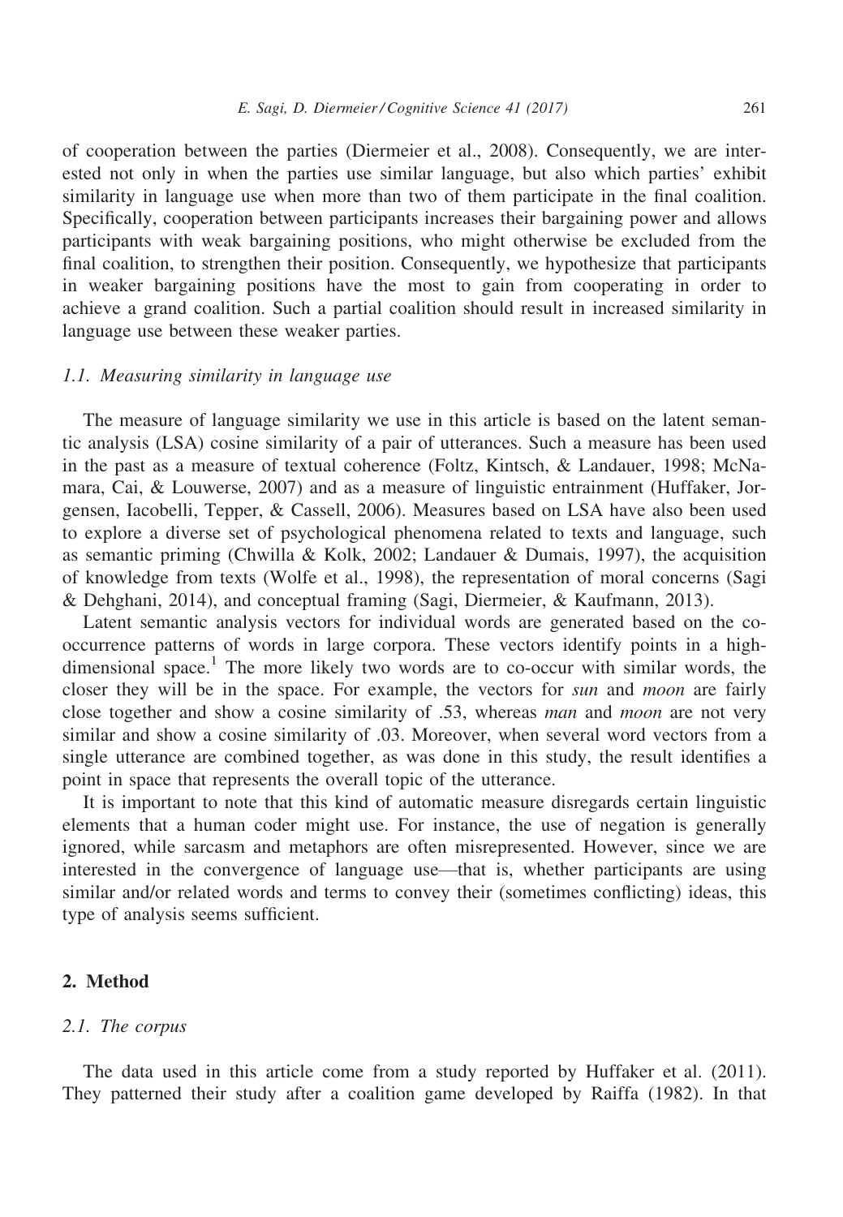of cooperation between the parties (Diermeier et al., 2008). Consequently, we are interested not only in when the parties use similar language, but also which parties' exhibit similarity in language use when more than two of them participate in the final coalition. Specifically, cooperation between participants increases their bargaining power and allows participants with weak bargaining positions, who might otherwise be excluded from the final coalition, to strengthen their position. Consequently, we hypothesize that participants in weaker bargaining positions have the most to gain from cooperating in order to achieve a grand coalition. Such a partial coalition should result in increased similarity in language use between these weaker parties.

### 1.1. Measuring similarity in language use

The measure of language similarity we use in this article is based on the latent semantic analysis (LSA) cosine similarity of a pair of utterances. Such a measure has been used in the past as a measure of textual coherence (Foltz, Kintsch, & Landauer, 1998; McNamara, Cai, & Louwerse, 2007) and as a measure of linguistic entrainment (Huffaker, Jorgensen, Iacobelli, Tepper, & Cassell, 2006). Measures based on LSA have also been used to explore a diverse set of psychological phenomena related to texts and language, such as semantic priming (Chwilla & Kolk, 2002; Landauer & Dumais, 1997), the acquisition of knowledge from texts (Wolfe et al., 1998), the representation of moral concerns (Sagi & Dehghani, 2014), and conceptual framing (Sagi, Diermeier, & Kaufmann, 2013).

Latent semantic analysis vectors for individual words are generated based on the co-occurrence patterns of words in large corpora. These vectors identify points in a high-dimensional space.[1] The more likely two words are to co-occur with similar words, the closer they will be in the space. For example, the vectors for *sun* and *moon* are fairly close together and show a cosine similarity of .53, whereas *man* and *moon* are not very similar and show a cosine similarity of .03. Moreover, when several word vectors from a single utterance are combined together, as was done in this study, the result identifies a point in space that represents the overall topic of the utterance.

It is important to note that this kind of automatic measure disregards certain linguistic elements that a human coder might use. For instance, the use of negation is generally ignored, while sarcasm and metaphors are often misrepresented. However, since we are interested in the convergence of language use—that is, whether participants are using similar and/or related words and terms to convey their (sometimes conflicting) ideas, this type of analysis seems sufficient.

## 2. Method

### 2.1. The corpus

The data used in this article come from a study reported by Huffaker et al. (2011). They patterned their study after a coalition game developed by Raiffa (1982). In that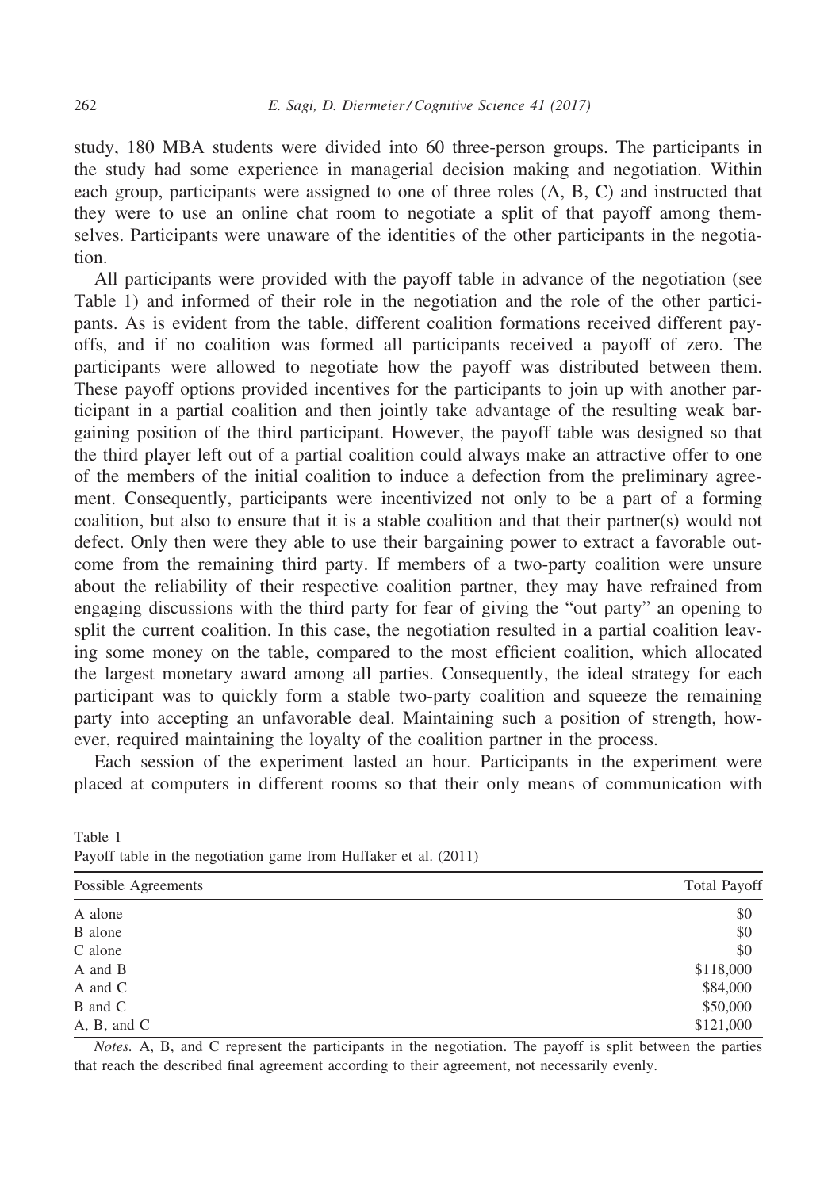study, 180 MBA students were divided into 60 three-person groups. The participants in the study had some experience in managerial decision making and negotiation. Within each group, participants were assigned to one of three roles (A, B, C) and instructed that they were to use an online chat room to negotiate a split of that payoff among themselves. Participants were unaware of the identities of the other participants in the negotiation.

All participants were provided with the payoff table in advance of the negotiation (see Table 1) and informed of their role in the negotiation and the role of the other participants. As is evident from the table, different coalition formations received different payoffs, and if no coalition was formed all participants received a payoff of zero. The participants were allowed to negotiate how the payoff was distributed between them. These payoff options provided incentives for the participants to join up with another participant in a partial coalition and then jointly take advantage of the resulting weak bargaining position of the third participant. However, the payoff table was designed so that the third player left out of a partial coalition could always make an attractive offer to one of the members of the initial coalition to induce a defection from the preliminary agreement. Consequently, participants were incentivized not only to be a part of a forming coalition, but also to ensure that it is a stable coalition and that their partner(s) would not defect. Only then were they able to use their bargaining power to extract a favorable outcome from the remaining third party. If members of a two-party coalition were unsure about the reliability of their respective coalition partner, they may have refrained from engaging discussions with the third party for fear of giving the "out party" an opening to split the current coalition. In this case, the negotiation resulted in a partial coalition leaving some money on the table, compared to the most efficient coalition, which allocated the largest monetary award among all parties. Consequently, the ideal strategy for each participant was to quickly form a stable two-party coalition and squeeze the remaining party into accepting an unfavorable deal. Maintaining such a position of strength, however, required maintaining the loyalty of the coalition partner in the process.

Each session of the experiment lasted an hour. Participants in the experiment were placed at computers in different rooms so that their only means of communication with

Table 1
Payoff table in the negotiation game from Huffaker et al. (2011)

| Possible Agreements | Total Payoff |
|---|---|
| A alone | $0 |
| B alone | $0 |
| C alone | $0 |
| A and B | $118,000 |
| A and C | $84,000 |
| B and C | $50,000 |
| A, B, and C | $121,000 |

*Notes.* A, B, and C represent the participants in the negotiation. The payoff is split between the parties that reach the described final agreement according to their agreement, not necessarily evenly.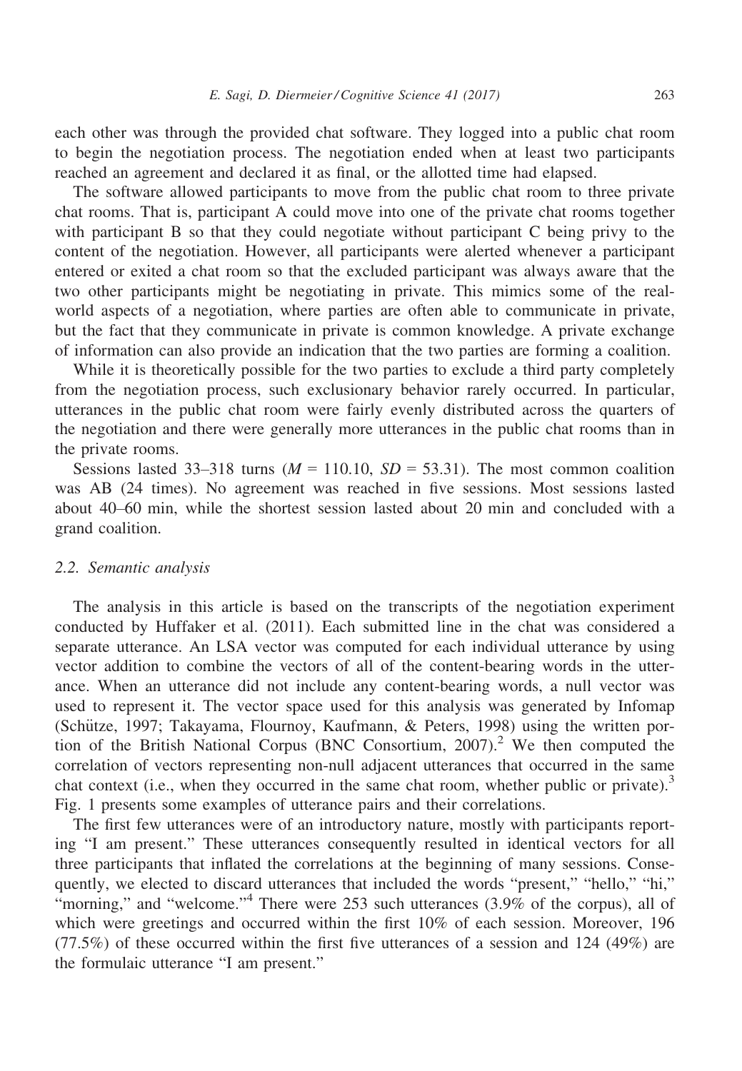each other was through the provided chat software. They logged into a public chat room to begin the negotiation process. The negotiation ended when at least two participants reached an agreement and declared it as final, or the allotted time had elapsed.

The software allowed participants to move from the public chat room to three private chat rooms. That is, participant A could move into one of the private chat rooms together with participant B so that they could negotiate without participant C being privy to the content of the negotiation. However, all participants were alerted whenever a participant entered or exited a chat room so that the excluded participant was always aware that the two other participants might be negotiating in private. This mimics some of the real-world aspects of a negotiation, where parties are often able to communicate in private, but the fact that they communicate in private is common knowledge. A private exchange of information can also provide an indication that the two parties are forming a coalition.

While it is theoretically possible for the two parties to exclude a third party completely from the negotiation process, such exclusionary behavior rarely occurred. In particular, utterances in the public chat room were fairly evenly distributed across the quarters of the negotiation and there were generally more utterances in the public chat rooms than in the private rooms.

Sessions lasted 33–318 turns ($M = 110.10$, $SD = 53.31$). The most common coalition was AB (24 times). No agreement was reached in five sessions. Most sessions lasted about 40–60 min, while the shortest session lasted about 20 min and concluded with a grand coalition.

### 2.2. Semantic analysis

The analysis in this article is based on the transcripts of the negotiation experiment conducted by Huffaker et al. (2011). Each submitted line in the chat was considered a separate utterance. An LSA vector was computed for each individual utterance by using vector addition to combine the vectors of all of the content-bearing words in the utterance. When an utterance did not include any content-bearing words, a null vector was used to represent it. The vector space used for this analysis was generated by Infomap (Schütze, 1997; Takayama, Flournoy, Kaufmann, & Peters, 1998) using the written portion of the British National Corpus (BNC Consortium, 2007).[2] We then computed the correlation of vectors representing non-null adjacent utterances that occurred in the same chat context (i.e., when they occurred in the same chat room, whether public or private).[3] Fig. 1 presents some examples of utterance pairs and their correlations.

The first few utterances were of an introductory nature, mostly with participants reporting "I am present." These utterances consequently resulted in identical vectors for all three participants that inflated the correlations at the beginning of many sessions. Consequently, we elected to discard utterances that included the words "present," "hello," "hi," "morning," and "welcome."[4] There were 253 such utterances (3.9% of the corpus), all of which were greetings and occurred within the first 10% of each session. Moreover, 196 (77.5%) of these occurred within the first five utterances of a session and 124 (49%) are the formulaic utterance "I am present."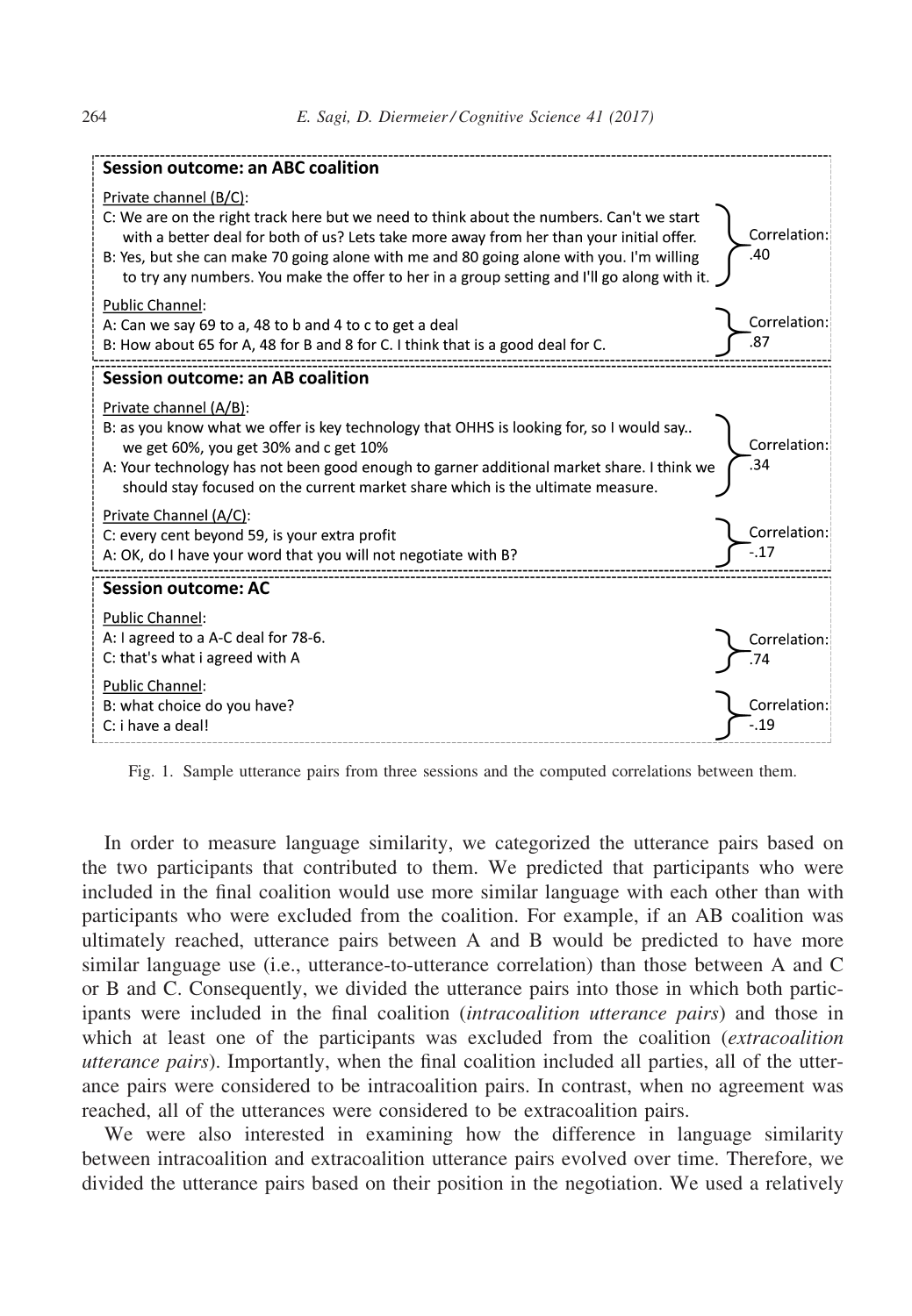**Session outcome: an ABC coalition**

Private channel (B/C):

C: We are on the right track here but we need to think about the numbers. Can't we start with a better deal for both of us? Lets take more away from her than your initial offer.
B: Yes, but she can make 70 going alone with me and 80 going alone with you. I'm willing to try any numbers. You make the offer to her in a group setting and I'll go along with it.

Correlation: .40

Public Channel:

A: Can we say 69 to a, 48 to b and 4 to c to get a deal
B: How about 65 for A, 48 for B and 8 for C. I think that is a good deal for C.

Correlation: .87

**Session outcome: an AB coalition**

Private channel (A/B):

B: as you know what we offer is key technology that OHHS is looking for, so I would say.. we get 60%, you get 30% and c get 10%
A: Your technology has not been good enough to garner additional market share. I think we should stay focused on the current market share which is the ultimate measure.

Correlation: .34

Private Channel (A/C):

C: every cent beyond 59, is your extra profit
A: OK, do I have your word that you will not negotiate with B?

Correlation: -.17

**Session outcome: AC**

Public Channel:

A: I agreed to a A-C deal for 78-6.
C: that's what i agreed with A

Correlation: .74

Public Channel:

B: what choice do you have?
C: i have a deal!

Correlation: -.19

Fig. 1. Sample utterance pairs from three sessions and the computed correlations between them.

In order to measure language similarity, we categorized the utterance pairs based on the two participants that contributed to them. We predicted that participants who were included in the final coalition would use more similar language with each other than with participants who were excluded from the coalition. For example, if an AB coalition was ultimately reached, utterance pairs between A and B would be predicted to have more similar language use (i.e., utterance-to-utterance correlation) than those between A and C or B and C. Consequently, we divided the utterance pairs into those in which both participants were included in the final coalition (*intracoalition utterance pairs*) and those in which at least one of the participants was excluded from the coalition (*extracoalition utterance pairs*). Importantly, when the final coalition included all parties, all of the utterance pairs were considered to be intracoalition pairs. In contrast, when no agreement was reached, all of the utterances were considered to be extracoalition pairs.

We were also interested in examining how the difference in language similarity between intracoalition and extracoalition utterance pairs evolved over time. Therefore, we divided the utterance pairs based on their position in the negotiation. We used a relatively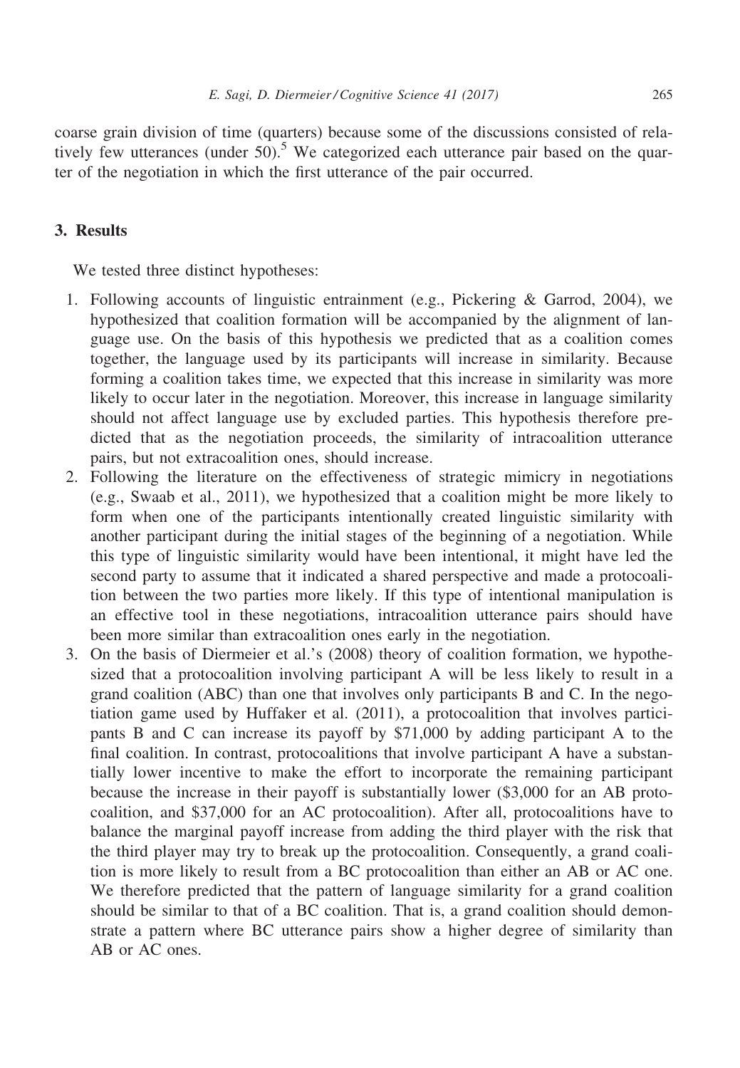coarse grain division of time (quarters) because some of the discussions consisted of relatively few utterances (under 50).[5] We categorized each utterance pair based on the quarter of the negotiation in which the first utterance of the pair occurred.

## 3. Results

We tested three distinct hypotheses:

1. Following accounts of linguistic entrainment (e.g., Pickering & Garrod, 2004), we hypothesized that coalition formation will be accompanied by the alignment of language use. On the basis of this hypothesis we predicted that as a coalition comes together, the language used by its participants will increase in similarity. Because forming a coalition takes time, we expected that this increase in similarity was more likely to occur later in the negotiation. Moreover, this increase in language similarity should not affect language use by excluded parties. This hypothesis therefore predicted that as the negotiation proceeds, the similarity of intracoalition utterance pairs, but not extracoalition ones, should increase.
2. Following the literature on the effectiveness of strategic mimicry in negotiations (e.g., Swaab et al., 2011), we hypothesized that a coalition might be more likely to form when one of the participants intentionally created linguistic similarity with another participant during the initial stages of the beginning of a negotiation. While this type of linguistic similarity would have been intentional, it might have led the second party to assume that it indicated a shared perspective and made a protocoalition between the two parties more likely. If this type of intentional manipulation is an effective tool in these negotiations, intracoalition utterance pairs should have been more similar than extracoalition ones early in the negotiation.
3. On the basis of Diermeier et al.'s (2008) theory of coalition formation, we hypothesized that a protocoalition involving participant A will be less likely to result in a grand coalition (ABC) than one that involves only participants B and C. In the negotiation game used by Huffaker et al. (2011), a protocoalition that involves participants B and C can increase its payoff by \$71,000 by adding participant A to the final coalition. In contrast, protocoalitions that involve participant A have a substantially lower incentive to make the effort to incorporate the remaining participant because the increase in their payoff is substantially lower (\$3,000 for an AB protocoalition, and \$37,000 for an AC protocoalition). After all, protocoalitions have to balance the marginal payoff increase from adding the third player with the risk that the third player may try to break up the protocoalition. Consequently, a grand coalition is more likely to result from a BC protocoalition than either an AB or AC one. We therefore predicted that the pattern of language similarity for a grand coalition should be similar to that of a BC coalition. That is, a grand coalition should demonstrate a pattern where BC utterance pairs show a higher degree of similarity than AB or AC ones.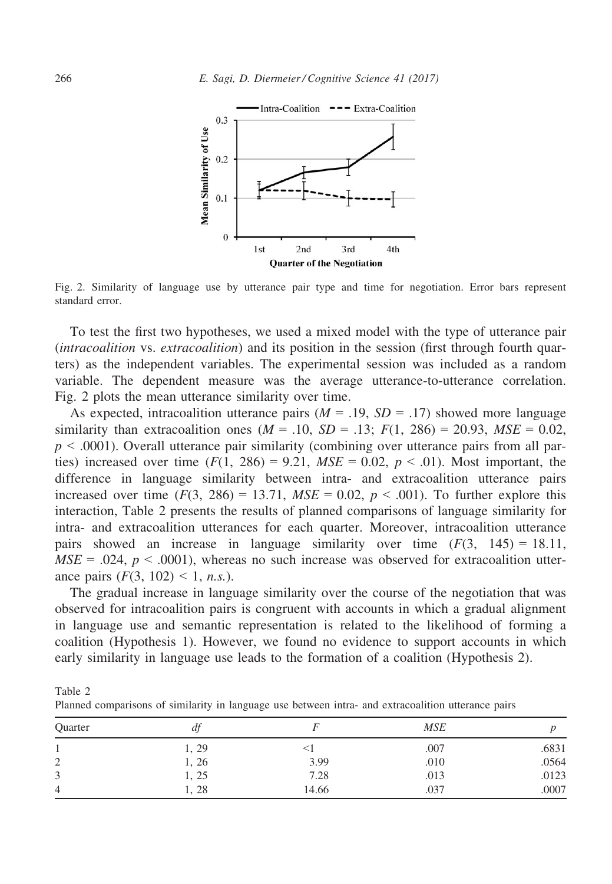Fig. 2. Similarity of language use by utterance pair type and time for negotiation. Error bars represent standard error.

To test the first two hypotheses, we used a mixed model with the type of utterance pair (*intracoalition* vs. *extracoalition*) and its position in the session (first through fourth quarters) as the independent variables. The experimental session was included as a random variable. The dependent measure was the average utterance-to-utterance correlation. Fig. 2 plots the mean utterance similarity over time.

As expected, intracoalition utterance pairs ($M = .19$, $SD = .17$) showed more language similarity than extracoalition ones ($M = .10$, $SD = .13$; $F(1, 286) = 20.93$, $MSE = 0.02$, $p < .0001$). Overall utterance pair similarity (combining over utterance pairs from all parties) increased over time ($F(1, 286) = 9.21$, $MSE = 0.02$, $p < .01$). Most important, the difference in language similarity between intra- and extracoalition utterance pairs increased over time ($F(3, 286) = 13.71$, $MSE = 0.02$, $p < .001$). To further explore this interaction, Table 2 presents the results of planned comparisons of language similarity for intra- and extracoalition utterances for each quarter. Moreover, intracoalition utterance pairs showed an increase in language similarity over time ($F(3, 145) = 18.11$, $MSE = .024$, $p < .0001$), whereas no such increase was observed for extracoalition utterance pairs ($F(3, 102) < 1$, *n.s.*).

The gradual increase in language similarity over the course of the negotiation that was observed for intracoalition pairs is congruent with accounts in which a gradual alignment in language use and semantic representation is related to the likelihood of forming a coalition (Hypothesis 1). However, we found no evidence to support accounts in which early similarity in language use leads to the formation of a coalition (Hypothesis 2).

Table 2
Planned comparisons of similarity in language use between intra- and extracoalition utterance pairs

| Quarter | *df* | *F* | *MSE* | *p* |
|---|---|---|---|---|
| 1 | 1, 29 | <1 | .007 | .6831 |
| 2 | 1, 26 | 3.99 | .010 | .0564 |
| 3 | 1, 25 | 7.28 | .013 | .0123 |
| 4 | 1, 28 | 14.66 | .037 | .0007 |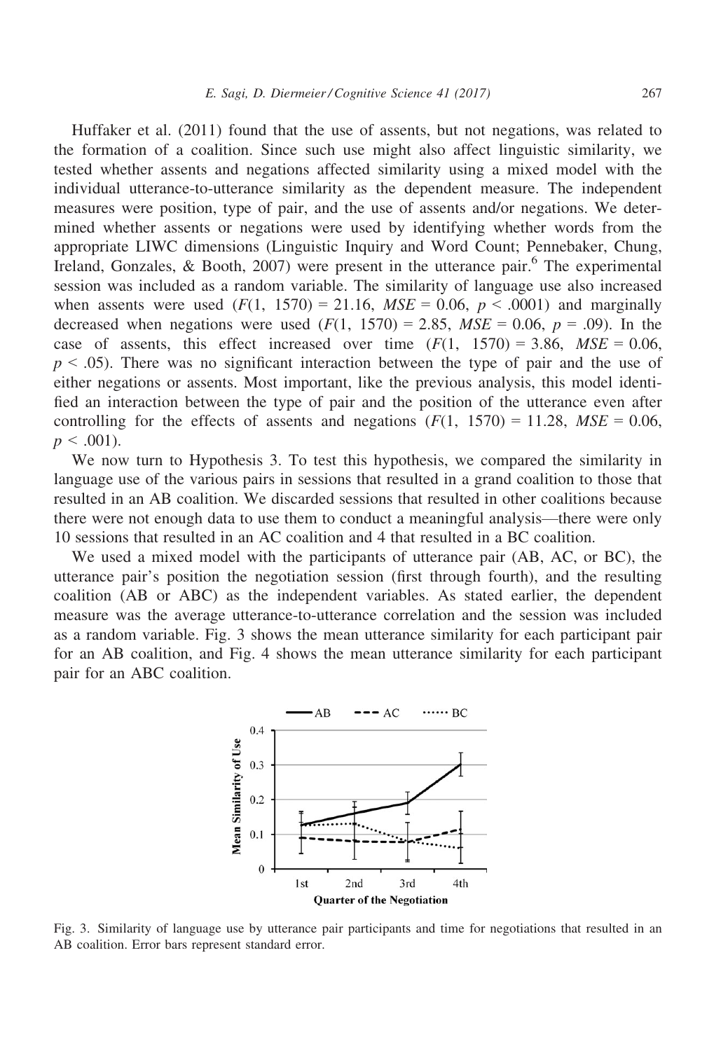Huffaker et al. (2011) found that the use of assents, but not negations, was related to the formation of a coalition. Since such use might also affect linguistic similarity, we tested whether assents and negations affected similarity using a mixed model with the individual utterance-to-utterance similarity as the dependent measure. The independent measures were position, type of pair, and the use of assents and/or negations. We determined whether assents or negations were used by identifying whether words from the appropriate LIWC dimensions (Linguistic Inquiry and Word Count; Pennebaker, Chung, Ireland, Gonzales, & Booth, 2007) were present in the utterance pair.[6] The experimental session was included as a random variable. The similarity of language use also increased when assents were used ($F(1, 1570) = 21.16$, $MSE = 0.06$, $p < .0001$) and marginally decreased when negations were used ($F(1, 1570) = 2.85$, $MSE = 0.06$, $p = .09$). In the case of assents, this effect increased over time ($F(1, 1570) = 3.86$, $MSE = 0.06$, $p < .05$). There was no significant interaction between the type of pair and the use of either negations or assents. Most important, like the previous analysis, this model identified an interaction between the type of pair and the position of the utterance even after controlling for the effects of assents and negations ($F(1, 1570) = 11.28$, $MSE = 0.06$, $p < .001$).

We now turn to Hypothesis 3. To test this hypothesis, we compared the similarity in language use of the various pairs in sessions that resulted in a grand coalition to those that resulted in an AB coalition. We discarded sessions that resulted in other coalitions because there were not enough data to use them to conduct a meaningful analysis—there were only 10 sessions that resulted in an AC coalition and 4 that resulted in a BC coalition.

We used a mixed model with the participants of utterance pair (AB, AC, or BC), the utterance pair's position the negotiation session (first through fourth), and the resulting coalition (AB or ABC) as the independent variables. As stated earlier, the dependent measure was the average utterance-to-utterance correlation and the session was included as a random variable. Fig. 3 shows the mean utterance similarity for each participant pair for an AB coalition, and Fig. 4 shows the mean utterance similarity for each participant pair for an ABC coalition.

Fig. 3. Similarity of language use by utterance pair participants and time for negotiations that resulted in an AB coalition. Error bars represent standard error.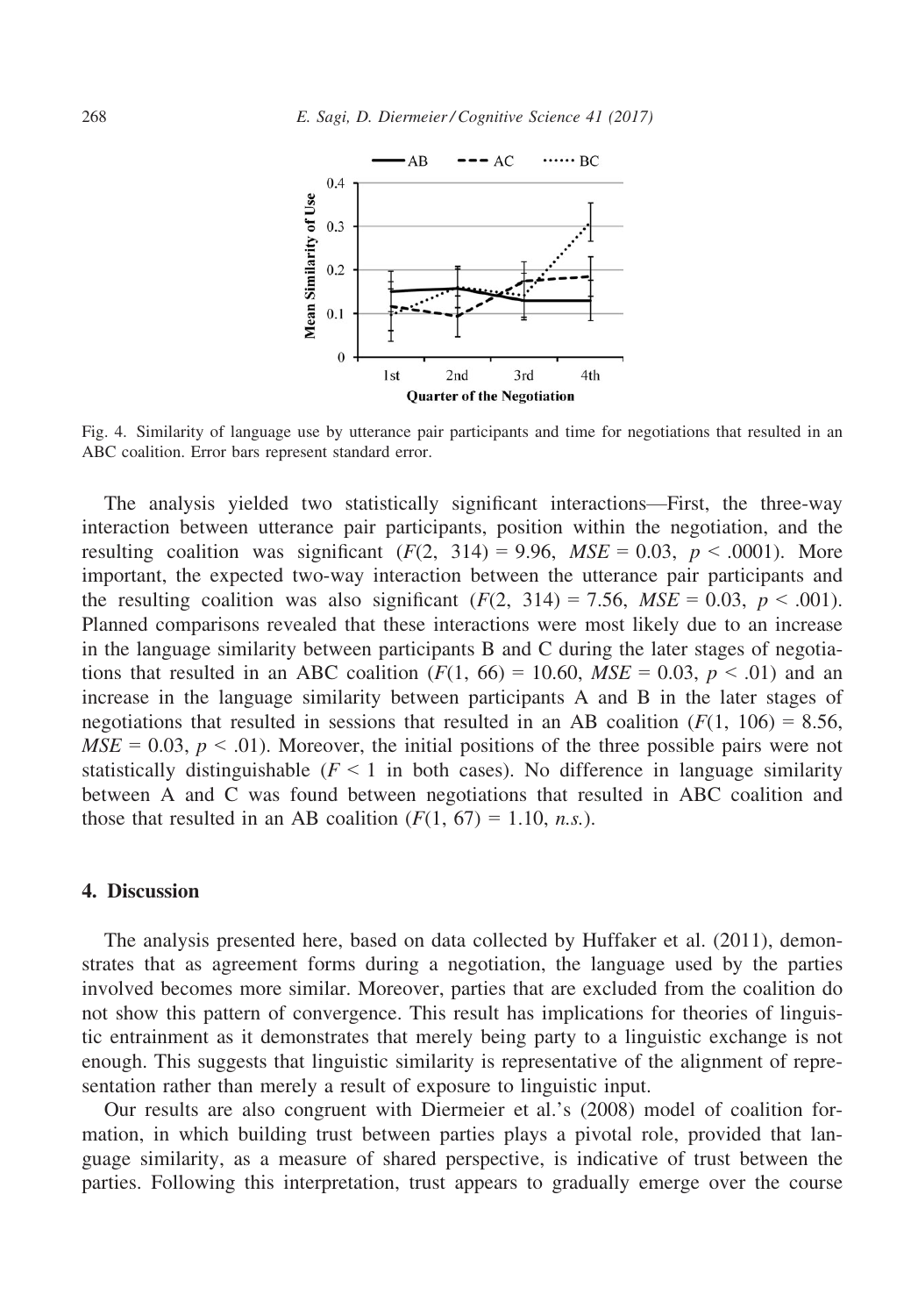Fig. 4. Similarity of language use by utterance pair participants and time for negotiations that resulted in an ABC coalition. Error bars represent standard error.

The analysis yielded two statistically significant interactions—First, the three-way interaction between utterance pair participants, position within the negotiation, and the resulting coalition was significant ($F(2, 314) = 9.96$, $MSE = 0.03$, $p < .0001$). More important, the expected two-way interaction between the utterance pair participants and the resulting coalition was also significant ($F(2, 314) = 7.56$, $MSE = 0.03$, $p < .001$). Planned comparisons revealed that these interactions were most likely due to an increase in the language similarity between participants B and C during the later stages of negotiations that resulted in an ABC coalition ($F(1, 66) = 10.60$, $MSE = 0.03$, $p < .01$) and an increase in the language similarity between participants A and B in the later stages of negotiations that resulted in sessions that resulted in an AB coalition ($F(1, 106) = 8.56$, $MSE = 0.03$, $p < .01$). Moreover, the initial positions of the three possible pairs were not statistically distinguishable ($F < 1$ in both cases). No difference in language similarity between A and C was found between negotiations that resulted in ABC coalition and those that resulted in an AB coalition ($F(1, 67) = 1.10$, *n.s.*).

## 4. Discussion

The analysis presented here, based on data collected by Huffaker et al. (2011), demonstrates that as agreement forms during a negotiation, the language used by the parties involved becomes more similar. Moreover, parties that are excluded from the coalition do not show this pattern of convergence. This result has implications for theories of linguistic entrainment as it demonstrates that merely being party to a linguistic exchange is not enough. This suggests that linguistic similarity is representative of the alignment of representation rather than merely a result of exposure to linguistic input.

Our results are also congruent with Diermeier et al.'s (2008) model of coalition formation, in which building trust between parties plays a pivotal role, provided that language similarity, as a measure of shared perspective, is indicative of trust between the parties. Following this interpretation, trust appears to gradually emerge over the course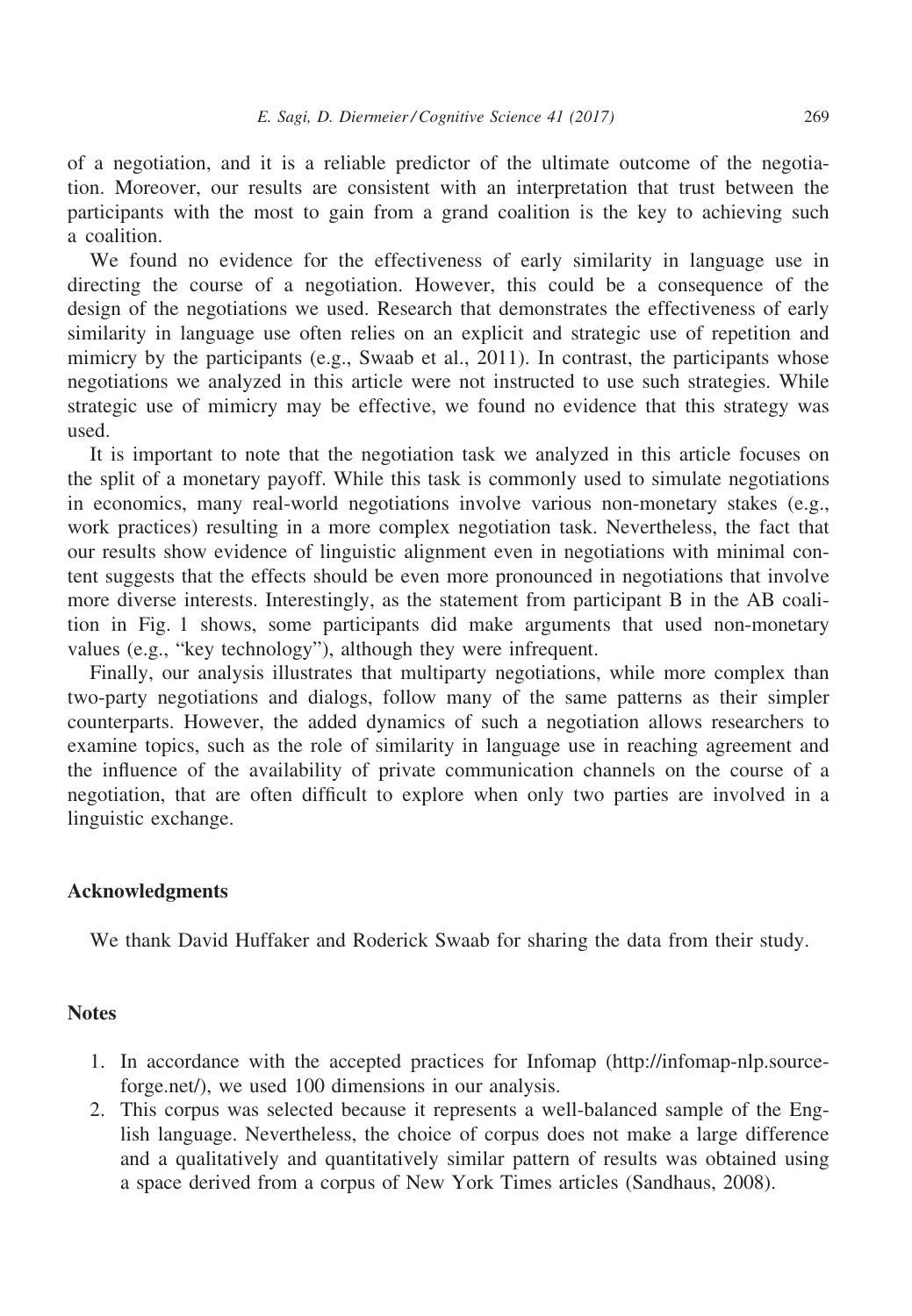of a negotiation, and it is a reliable predictor of the ultimate outcome of the negotiation. Moreover, our results are consistent with an interpretation that trust between the participants with the most to gain from a grand coalition is the key to achieving such a coalition.

We found no evidence for the effectiveness of early similarity in language use in directing the course of a negotiation. However, this could be a consequence of the design of the negotiations we used. Research that demonstrates the effectiveness of early similarity in language use often relies on an explicit and strategic use of repetition and mimicry by the participants (e.g., Swaab et al., 2011). In contrast, the participants whose negotiations we analyzed in this article were not instructed to use such strategies. While strategic use of mimicry may be effective, we found no evidence that this strategy was used.

It is important to note that the negotiation task we analyzed in this article focuses on the split of a monetary payoff. While this task is commonly used to simulate negotiations in economics, many real-world negotiations involve various non-monetary stakes (e.g., work practices) resulting in a more complex negotiation task. Nevertheless, the fact that our results show evidence of linguistic alignment even in negotiations with minimal content suggests that the effects should be even more pronounced in negotiations that involve more diverse interests. Interestingly, as the statement from participant B in the AB coalition in Fig. 1 shows, some participants did make arguments that used non-monetary values (e.g., "key technology"), although they were infrequent.

Finally, our analysis illustrates that multiparty negotiations, while more complex than two-party negotiations and dialogs, follow many of the same patterns as their simpler counterparts. However, the added dynamics of such a negotiation allows researchers to examine topics, such as the role of similarity in language use in reaching agreement and the influence of the availability of private communication channels on the course of a negotiation, that are often difficult to explore when only two parties are involved in a linguistic exchange.

## Acknowledgments

We thank David Huffaker and Roderick Swaab for sharing the data from their study.

## Notes

1. In accordance with the accepted practices for Infomap (http://infomap-nlp.sourceforge.net/), we used 100 dimensions in our analysis.
2. This corpus was selected because it represents a well-balanced sample of the English language. Nevertheless, the choice of corpus does not make a large difference and a qualitatively and quantitatively similar pattern of results was obtained using a space derived from a corpus of New York Times articles (Sandhaus, 2008).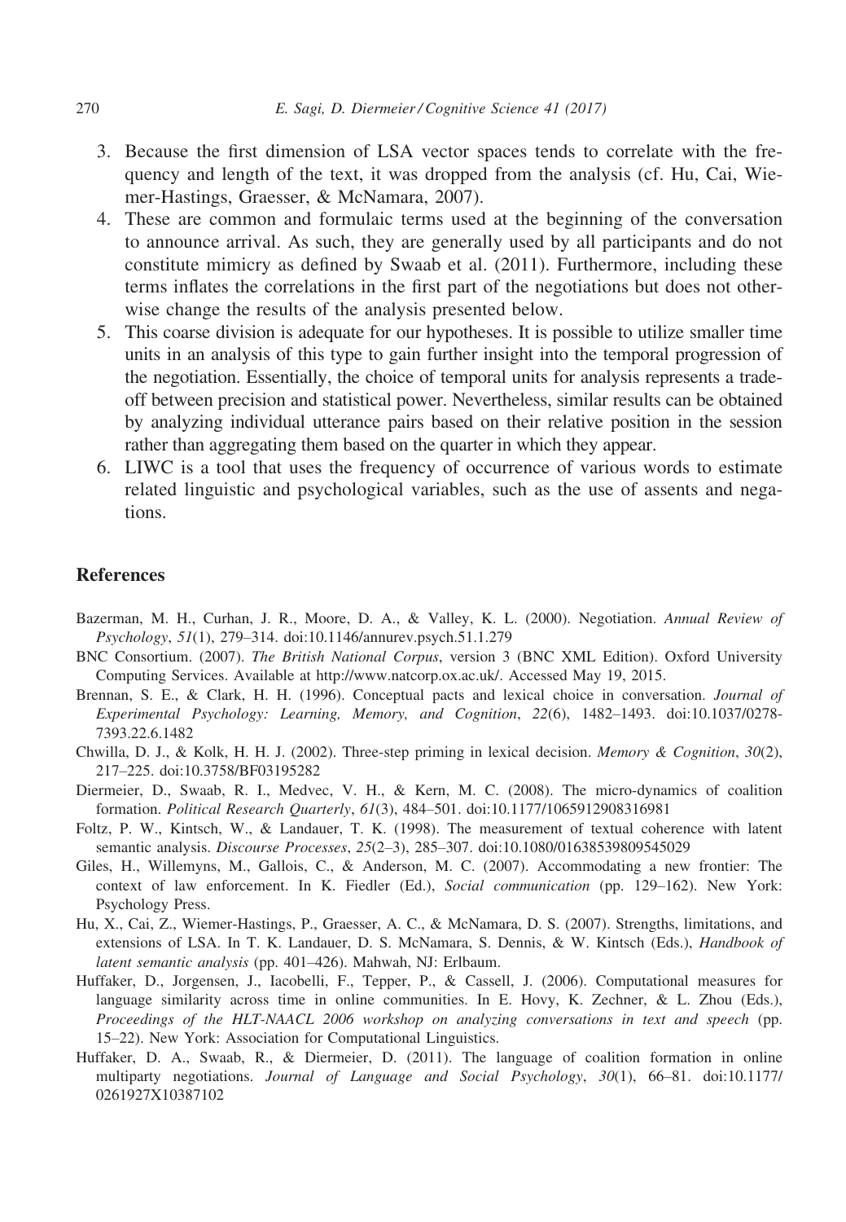3. Because the first dimension of LSA vector spaces tends to correlate with the frequency and length of the text, it was dropped from the analysis (cf. Hu, Cai, Wiemer-Hastings, Graesser, & McNamara, 2007).
4. These are common and formulaic terms used at the beginning of the conversation to announce arrival. As such, they are generally used by all participants and do not constitute mimicry as defined by Swaab et al. (2011). Furthermore, including these terms inflates the correlations in the first part of the negotiations but does not otherwise change the results of the analysis presented below.
5. This coarse division is adequate for our hypotheses. It is possible to utilize smaller time units in an analysis of this type to gain further insight into the temporal progression of the negotiation. Essentially, the choice of temporal units for analysis represents a tradeoff between precision and statistical power. Nevertheless, similar results can be obtained by analyzing individual utterance pairs based on their relative position in the session rather than aggregating them based on the quarter in which they appear.
6. LIWC is a tool that uses the frequency of occurrence of various words to estimate related linguistic and psychological variables, such as the use of assents and negations.

## References

Bazerman, M. H., Curhan, J. R., Moore, D. A., & Valley, K. L. (2000). Negotiation. *Annual Review of Psychology*, *51*(1), 279–314. doi:10.1146/annurev.psych.51.1.279

BNC Consortium. (2007). *The British National Corpus*, version 3 (BNC XML Edition). Oxford University Computing Services. Available at http://www.natcorp.ox.ac.uk/. Accessed May 19, 2015.

Brennan, S. E., & Clark, H. H. (1996). Conceptual pacts and lexical choice in conversation. *Journal of Experimental Psychology: Learning, Memory, and Cognition*, *22*(6), 1482–1493. doi:10.1037/0278-7393.22.6.1482

Chwilla, D. J., & Kolk, H. H. J. (2002). Three-step priming in lexical decision. *Memory & Cognition*, *30*(2), 217–225. doi:10.3758/BF03195282

Diermeier, D., Swaab, R. I., Medvec, V. H., & Kern, M. C. (2008). The micro-dynamics of coalition formation. *Political Research Quarterly*, *61*(3), 484–501. doi:10.1177/1065912908316981

Foltz, P. W., Kintsch, W., & Landauer, T. K. (1998). The measurement of textual coherence with latent semantic analysis. *Discourse Processes*, *25*(2–3), 285–307. doi:10.1080/01638539809545029

Giles, H., Willemyns, M., Gallois, C., & Anderson, M. C. (2007). Accommodating a new frontier: The context of law enforcement. In K. Fiedler (Ed.), *Social communication* (pp. 129–162). New York: Psychology Press.

Hu, X., Cai, Z., Wiemer-Hastings, P., Graesser, A. C., & McNamara, D. S. (2007). Strengths, limitations, and extensions of LSA. In T. K. Landauer, D. S. McNamara, S. Dennis, & W. Kintsch (Eds.), *Handbook of latent semantic analysis* (pp. 401–426). Mahwah, NJ: Erlbaum.

Huffaker, D., Jorgensen, J., Iacobelli, F., Tepper, P., & Cassell, J. (2006). Computational measures for language similarity across time in online communities. In E. Hovy, K. Zechner, & L. Zhou (Eds.), *Proceedings of the HLT-NAACL 2006 workshop on analyzing conversations in text and speech* (pp. 15–22). New York: Association for Computational Linguistics.

Huffaker, D. A., Swaab, R., & Diermeier, D. (2011). The language of coalition formation in online multiparty negotiations. *Journal of Language and Social Psychology*, *30*(1), 66–81. doi:10.1177/0261927X10387102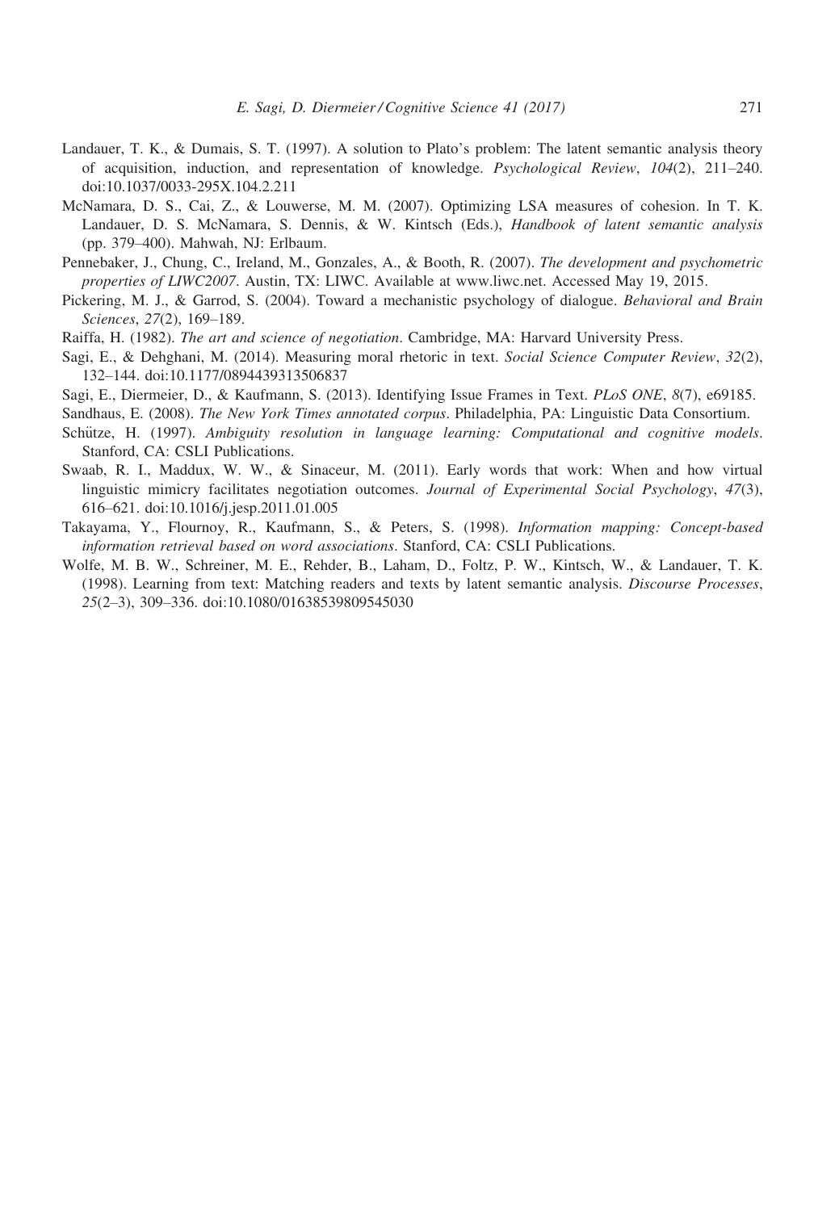Landauer, T. K., & Dumais, S. T. (1997). A solution to Plato's problem: The latent semantic analysis theory of acquisition, induction, and representation of knowledge. *Psychological Review*, *104*(2), 211–240. doi:10.1037/0033-295X.104.2.211

McNamara, D. S., Cai, Z., & Louwerse, M. M. (2007). Optimizing LSA measures of cohesion. In T. K. Landauer, D. S. McNamara, S. Dennis, & W. Kintsch (Eds.), *Handbook of latent semantic analysis* (pp. 379–400). Mahwah, NJ: Erlbaum.

Pennebaker, J., Chung, C., Ireland, M., Gonzales, A., & Booth, R. (2007). *The development and psychometric properties of LIWC2007*. Austin, TX: LIWC. Available at www.liwc.net. Accessed May 19, 2015.

Pickering, M. J., & Garrod, S. (2004). Toward a mechanistic psychology of dialogue. *Behavioral and Brain Sciences*, *27*(2), 169–189.

Raiffa, H. (1982). *The art and science of negotiation*. Cambridge, MA: Harvard University Press.

Sagi, E., & Dehghani, M. (2014). Measuring moral rhetoric in text. *Social Science Computer Review*, *32*(2), 132–144. doi:10.1177/0894439313506837

Sagi, E., Diermeier, D., & Kaufmann, S. (2013). Identifying Issue Frames in Text. *PLoS ONE*, *8*(7), e69185.

Sandhaus, E. (2008). *The New York Times annotated corpus*. Philadelphia, PA: Linguistic Data Consortium.

Schütze, H. (1997). *Ambiguity resolution in language learning: Computational and cognitive models*. Stanford, CA: CSLI Publications.

Swaab, R. I., Maddux, W. W., & Sinaceur, M. (2011). Early words that work: When and how virtual linguistic mimicry facilitates negotiation outcomes. *Journal of Experimental Social Psychology*, *47*(3), 616–621. doi:10.1016/j.jesp.2011.01.005

Takayama, Y., Flournoy, R., Kaufmann, S., & Peters, S. (1998). *Information mapping: Concept-based information retrieval based on word associations*. Stanford, CA: CSLI Publications.

Wolfe, M. B. W., Schreiner, M. E., Rehder, B., Laham, D., Foltz, P. W., Kintsch, W., & Landauer, T. K. (1998). Learning from text: Matching readers and texts by latent semantic analysis. *Discourse Processes*, *25*(2–3), 309–336. doi:10.1080/01638539809545030